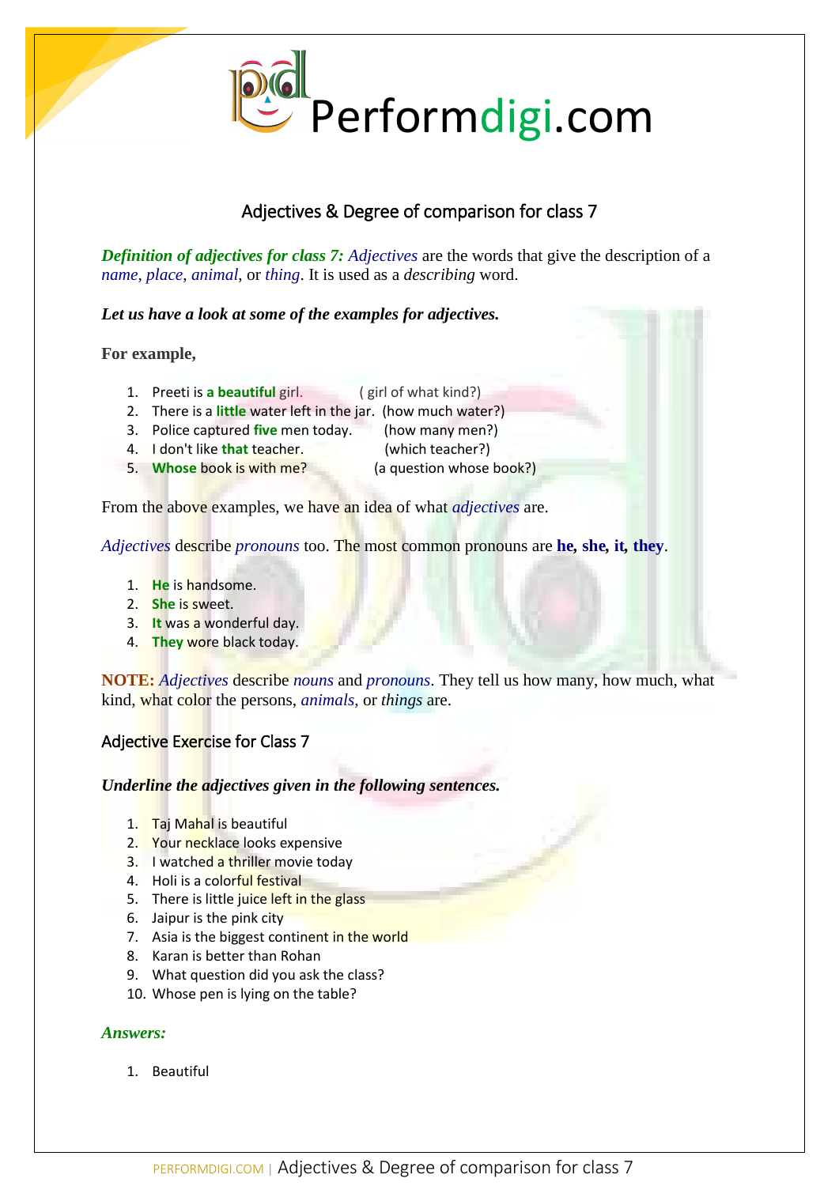# Adjectives & Degree of comparison for class 7

***Definition of adjectives for class 7:*** *Adjectives* are the words that give the description of a *name*, *place*, *animal*, or *thing*. It is used as a *describing* word.

***Let us have a look at some of the examples for adjectives.***

**For example,**

1. Preeti is **a beautiful** girl. ( girl of what kind?)
2. There is a **little** water left in the jar. (how much water?)
3. Police captured **five** men today. (how many men?)
4. I don't like **that** teacher. (which teacher?)
5. **Whose** book is with me? (a question whose book?)

From the above examples, we have an idea of what *adjectives* are.

*Adjectives* describe *pronouns* too. The most common pronouns are **he, she, it, they**.

1. **He** is handsome.
2. **She** is sweet.
3. **It** was a wonderful day.
4. **They** wore black today.

**NOTE:** *Adjectives* describe *nouns* and *pronouns*. They tell us how many, how much, what kind, what color the persons, *animals*, or *things* are.

## Adjective Exercise for Class 7

***Underline the adjectives given in the following sentences.***

1. Taj Mahal is beautiful
2. Your necklace looks expensive
3. I watched a thriller movie today
4. Holi is a colorful festival
5. There is little juice left in the glass
6. Jaipur is the pink city
7. Asia is the biggest continent in the world
8. Karan is better than Rohan
9. What question did you ask the class?
10. Whose pen is lying on the table?

***Answers:***

1. Beautiful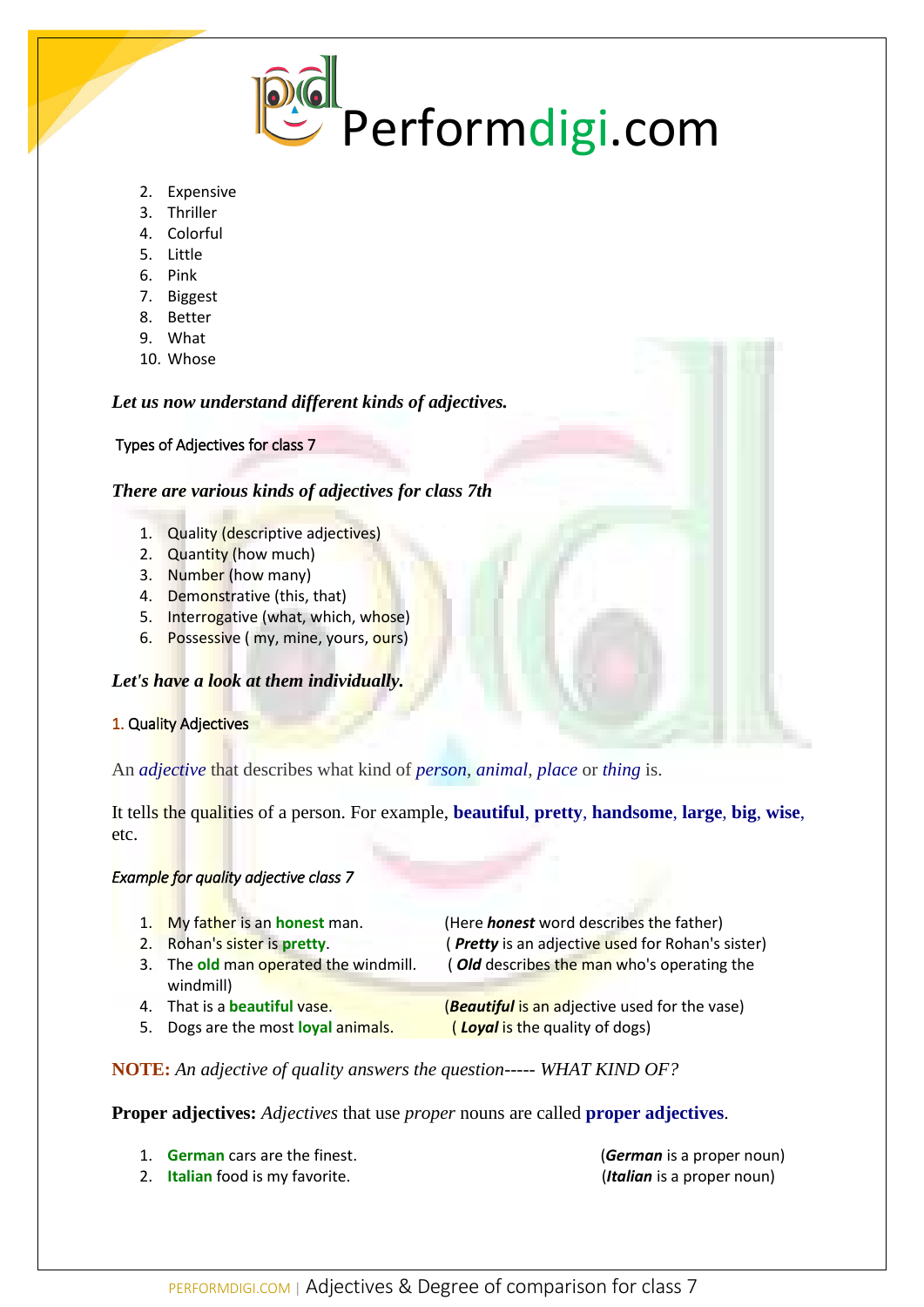2. Expensive
3. Thriller
4. Colorful
5. Little
6. Pink
7. Biggest
8. Better
9. What
10. Whose

***Let us now understand different kinds of adjectives.***

### Types of Adjectives for class 7

***There are various kinds of adjectives for class 7th***

1. Quality (descriptive adjectives)
2. Quantity (how much)
3. Number (how many)
4. Demonstrative (this, that)
5. Interrogative (what, which, whose)
6. Possessive ( my, mine, yours, ours)

***Let's have a look at them individually.***

### 1. Quality Adjectives

An *adjective* that describes what kind of *person*, *animal*, *place* or *thing* is.

It tells the qualities of a person. For example, **beautiful**, **pretty**, **handsome**, **large**, **big**, **wise**, etc.

*Example for quality adjective class 7*

1. My father is an **honest** man. (Here ***honest*** word describes the father)
2. Rohan's sister is **pretty**. ( ***Pretty*** is an adjective used for Rohan's sister)
3. The **old** man operated the windmill. ( ***Old*** describes the man who's operating the windmill)
4. That is a **beautiful** vase. (***Beautiful*** is an adjective used for the vase)
5. Dogs are the most **loyal** animals. ( ***Loyal*** is the quality of dogs)

**NOTE:** *An adjective of quality answers the question----- WHAT KIND OF?*

**Proper adjectives:** *Adjectives* that use *proper* nouns are called **proper adjectives**.

1. **German** cars are the finest. (***German*** is a proper noun)
2. **Italian** food is my favorite. (***Italian*** is a proper noun)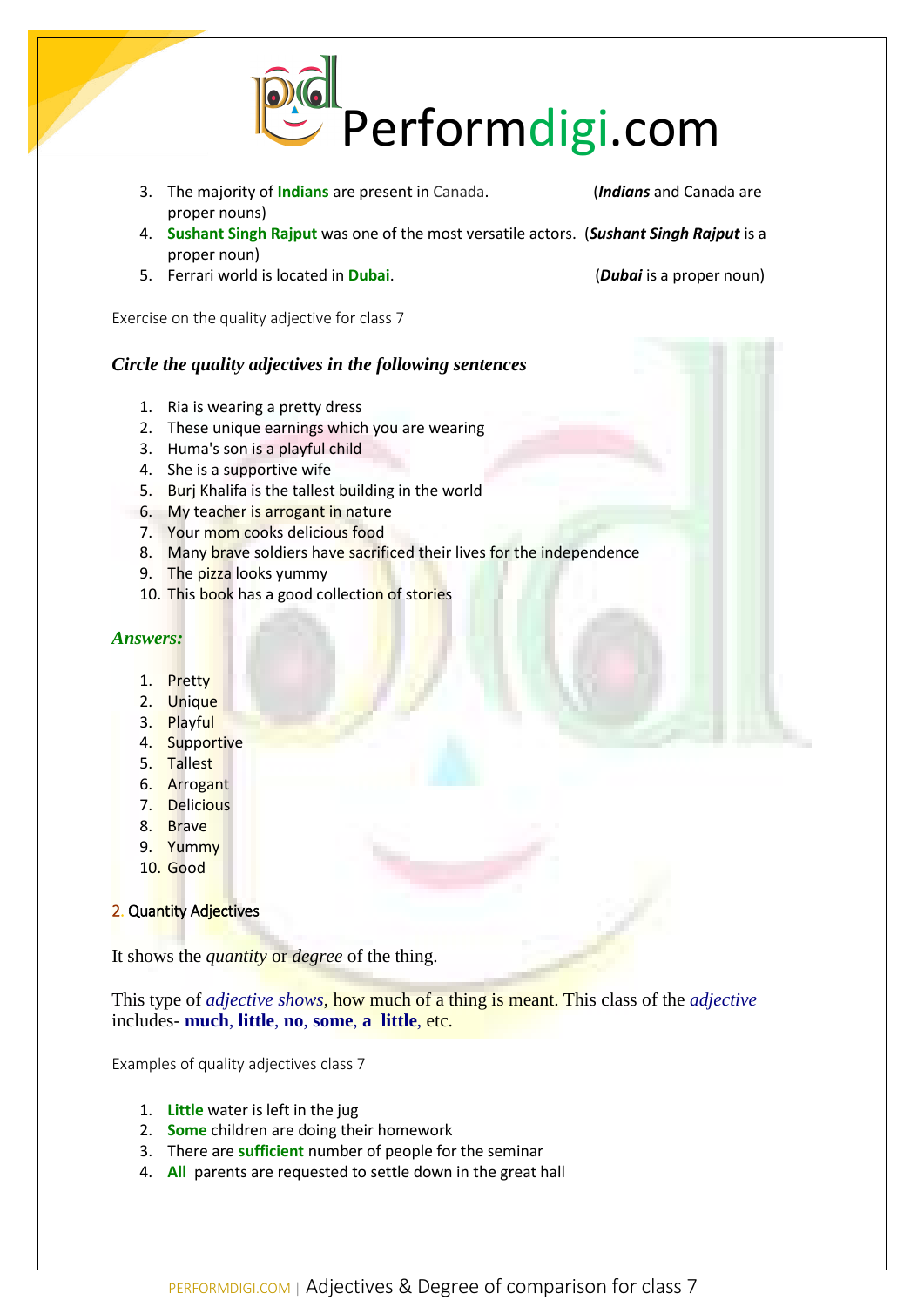3. The majority of **Indians** are present in Canada. (***Indians*** and Canada are proper nouns)
4. **Sushant Singh Rajput** was one of the most versatile actors. (***Sushant Singh Rajput*** is a proper noun)
5. Ferrari world is located in **Dubai**. (***Dubai*** is a proper noun)

Exercise on the quality adjective for class 7

### *Circle the quality adjectives in the following sentences*

1. Ria is wearing a pretty dress
2. These unique earnings which you are wearing
3. Huma's son is a playful child
4. She is a supportive wife
5. Burj Khalifa is the tallest building in the world
6. My teacher is arrogant in nature
7. Your mom cooks delicious food
8. Many brave soldiers have sacrificed their lives for the independence
9. The pizza looks yummy
10. This book has a good collection of stories

### *Answers:*

1. Pretty
2. Unique
3. Playful
4. Supportive
5. Tallest
6. Arrogant
7. Delicious
8. Brave
9. Yummy
10. Good

### 2. Quantity Adjectives

It shows the *quantity* or *degree* of the thing.

This type of *adjective shows*, how much of a thing is meant. This class of the *adjective* includes- **much**, **little**, **no**, **some**, **a little**, etc.

Examples of quality adjectives class 7

1. **Little** water is left in the jug
2. **Some** children are doing their homework
3. There are **sufficient** number of people for the seminar
4. **All** parents are requested to settle down in the great hall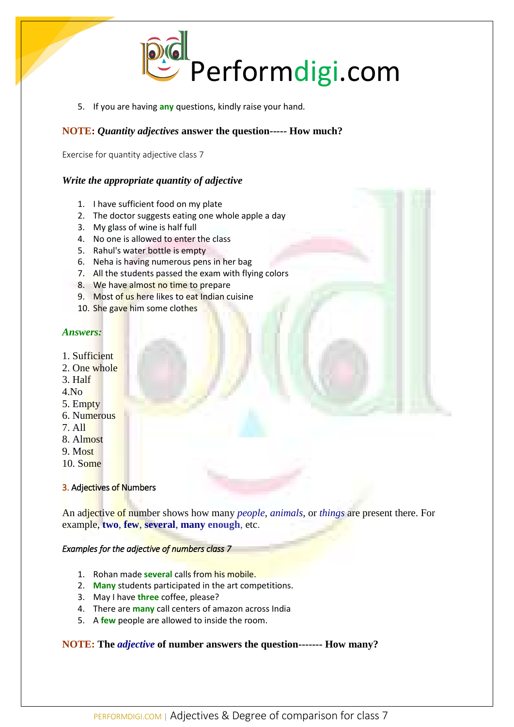5. If you are having **any** questions, kindly raise your hand.

**NOTE: *Quantity adjectives* answer the question----- How much?**

Exercise for quantity adjective class 7

### *Write the appropriate quantity of adjective*

1. I have sufficient food on my plate
2. The doctor suggests eating one whole apple a day
3. My glass of wine is half full
4. No one is allowed to enter the class
5. Rahul's water bottle is empty
6. Neha is having numerous pens in her bag
7. All the students passed the exam with flying colors
8. We have almost no time to prepare
9. Most of us here likes to eat Indian cuisine
10. She gave him some clothes

### *Answers:*

1. Sufficient
2. One whole
3. Half
4. No
5. Empty
6. Numerous
7. All
8. Almost
9. Most
10. Some

### 3. Adjectives of Numbers

An adjective of number shows how many *people*, *animals*, or *things* are present there. For example, **two**, **few**, **several**, **many enough**, etc.

*Examples for the adjective of numbers class 7*

1. Rohan made **several** calls from his mobile.
2. **Many** students participated in the art competitions.
3. May I have **three** coffee, please?
4. There are **many** call centers of amazon across India
5. A **few** people are allowed to inside the room.

**NOTE: The *adjective* of number answers the question------- How many?**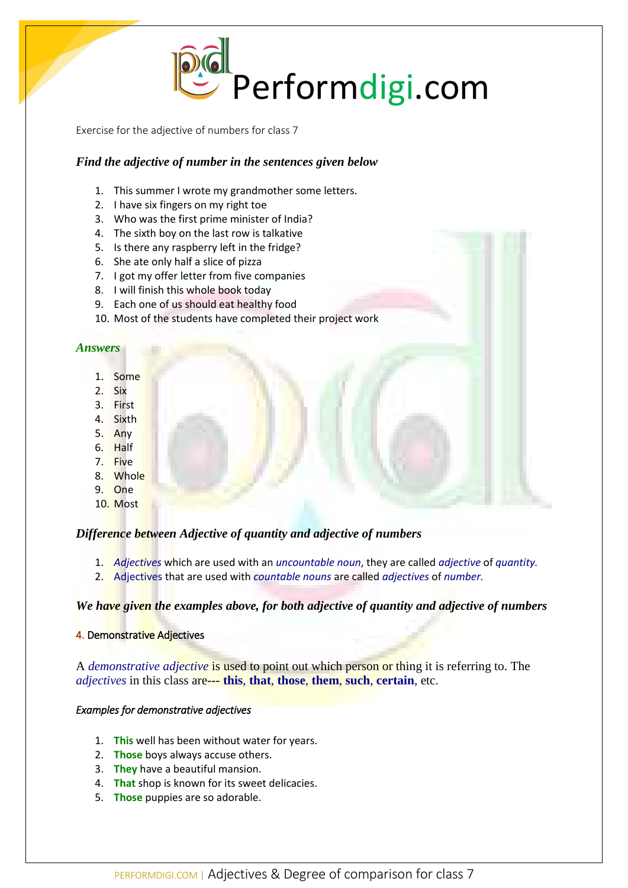Exercise for the adjective of numbers for class 7

### *Find the adjective of number in the sentences given below*

1. This summer I wrote my grandmother some letters.
2. I have six fingers on my right toe
3. Who was the first prime minister of India?
4. The sixth boy on the last row is talkative
5. Is there any raspberry left in the fridge?
6. She ate only half a slice of pizza
7. I got my offer letter from five companies
8. I will finish this whole book today
9. Each one of us should eat healthy food
10. Most of the students have completed their project work

### *Answers*

1. Some
2. Six
3. First
4. Sixth
5. Any
6. Half
7. Five
8. Whole
9. One
10. Most

### *Difference between Adjective of quantity and adjective of numbers*

1. *Adjectives* which are used with an *uncountable noun*, they are called *adjective* of *quantity.*
2. Adjectives that are used with *countable nouns* are called *adjectives* of *number.*

### *We have given the examples above, for both adjective of quantity and adjective of numbers*

#### 4. Demonstrative Adjectives

A *demonstrative adjective* is used to point out which person or thing it is referring to. The *adjectives* in this class are--- **this**, **that**, **those**, **them**, **such**, **certain**, etc.

*Examples for demonstrative adjectives*

1. **This** well has been without water for years.
2. **Those** boys always accuse others.
3. **They** have a beautiful mansion.
4. **That** shop is known for its sweet delicacies.
5. **Those** puppies are so adorable.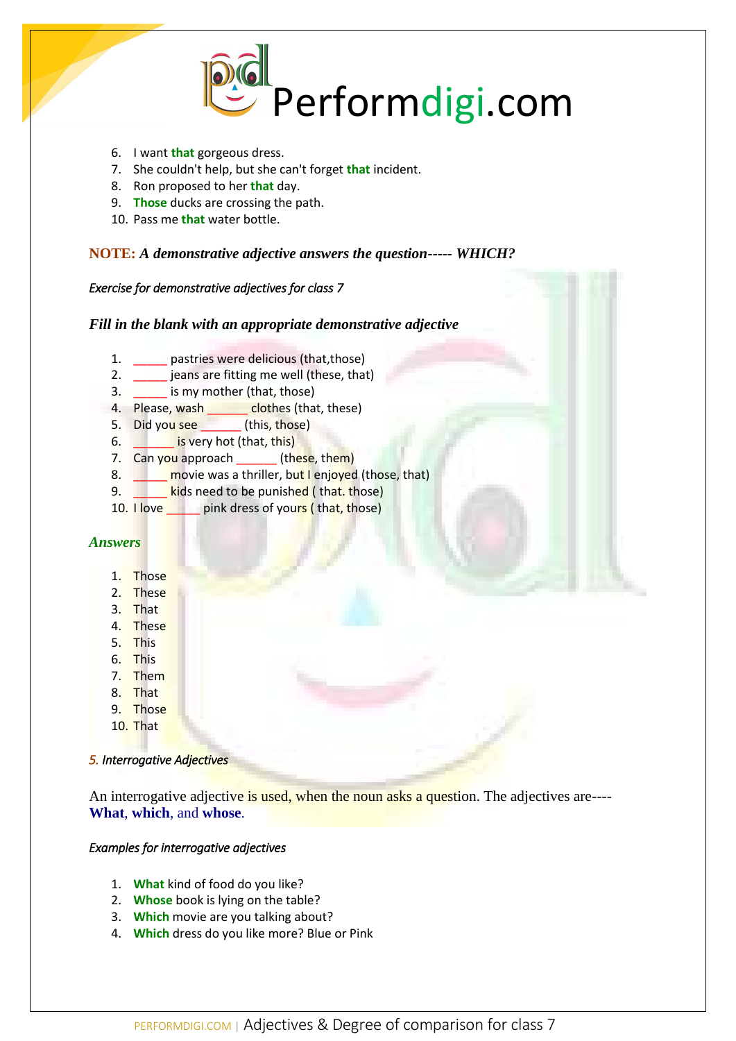6. I want **that** gorgeous dress.
7. She couldn't help, but she can't forget **that** incident.
8. Ron proposed to her **that** day.
9. **Those** ducks are crossing the path.
10. Pass me **that** water bottle.

**NOTE:** ***A demonstrative adjective answers the question----- WHICH?***

*Exercise for demonstrative adjectives for class 7*

***Fill in the blank with an appropriate demonstrative adjective***

1. _____ pastries were delicious (that,those)
2. _____ jeans are fitting me well (these, that)
3. _____ is my mother (that, those)
4. Please, wash ______ clothes (that, these)
5. Did you see ______ (this, those)
6. ______ is very hot (that, this)
7. Can you approach ______ (these, them)
8. _____ movie was a thriller, but I enjoyed (those, that)
9. _____ kids need to be punished ( that. those)
10. I love _____ pink dress of yours ( that, those)

***Answers***

1. Those
2. These
3. That
4. These
5. This
6. This
7. Them
8. That
9. Those
10. That

*5. Interrogative Adjectives*

An interrogative adjective is used, when the noun asks a question. The adjectives are---- **What**, **which**, and **whose**.

*Examples for interrogative adjectives*

1. **What** kind of food do you like?
2. **Whose** book is lying on the table?
3. **Which** movie are you talking about?
4. **Which** dress do you like more? Blue or Pink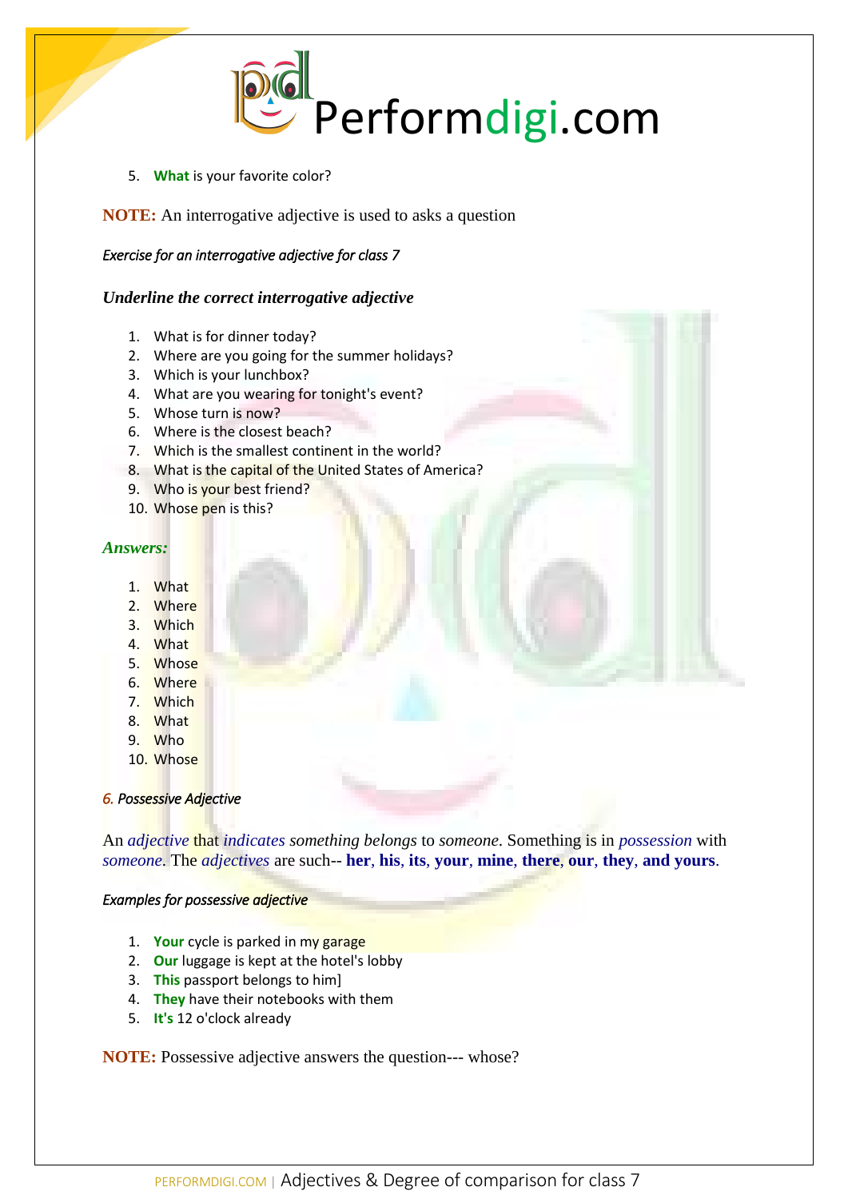5. **What** is your favorite color?

**NOTE:** An interrogative adjective is used to asks a question

*Exercise for an interrogative adjective for class 7*

***Underline the correct interrogative adjective***

1. What is for dinner today?
2. Where are you going for the summer holidays?
3. Which is your lunchbox?
4. What are you wearing for tonight's event?
5. Whose turn is now?
6. Where is the closest beach?
7. Which is the smallest continent in the world?
8. What is the capital of the United States of America?
9. Who is your best friend?
10. Whose pen is this?

***Answers:***

1. What
2. Where
3. Which
4. What
5. Whose
6. Where
7. Which
8. What
9. Who
10. Whose

*6. Possessive Adjective*

An *adjective* that *indicates something belongs* to *someone*. Something is in *possession* with *someone*. The *adjectives* are such-- **her**, **his**, **its**, **your**, **mine**, **there**, **our**, **they**, **and yours**.

*Examples for possessive adjective*

1. **Your** cycle is parked in my garage
2. **Our** luggage is kept at the hotel's lobby
3. **This** passport belongs to him]
4. **They** have their notebooks with them
5. **It's** 12 o'clock already

**NOTE:** Possessive adjective answers the question--- whose?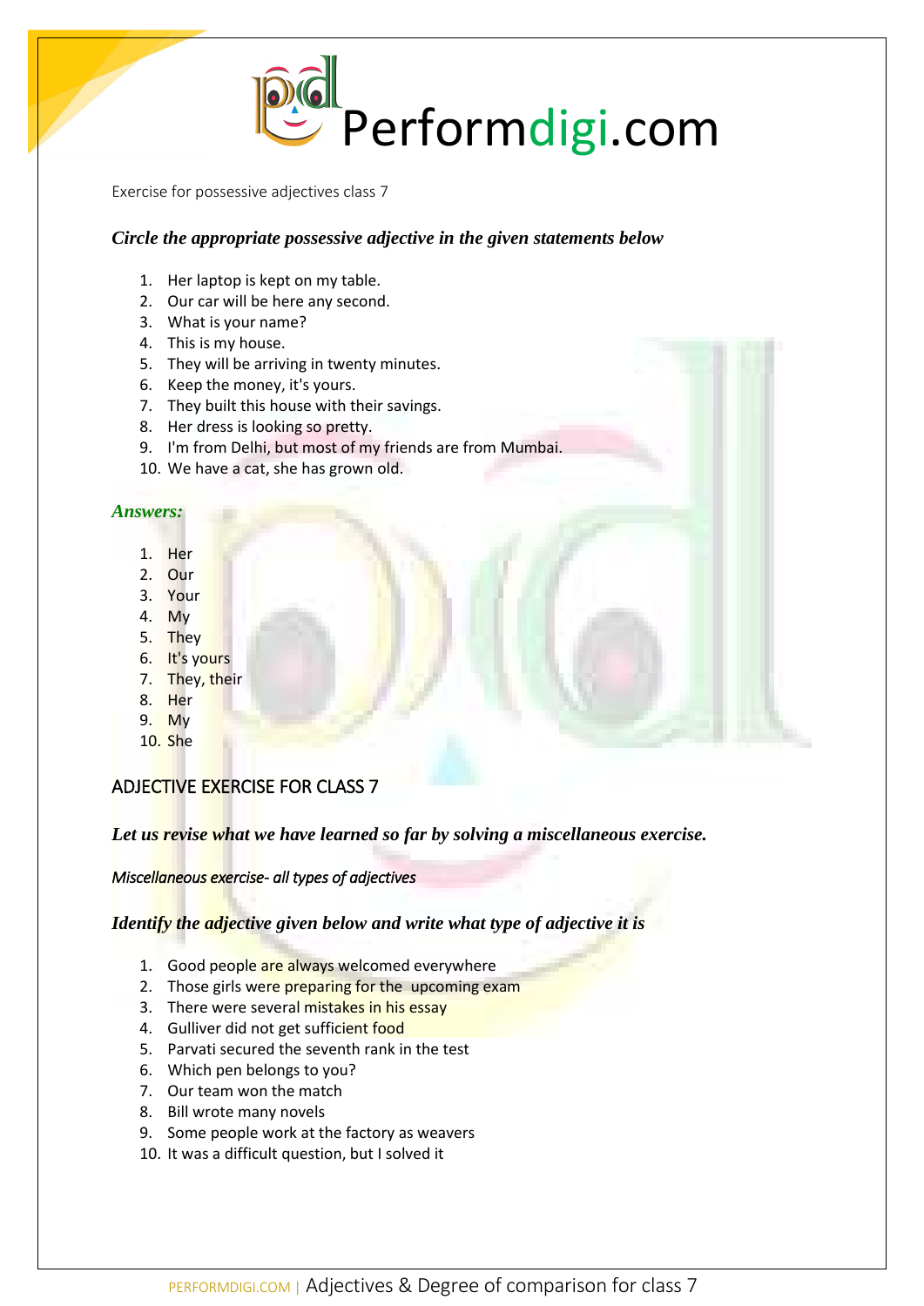Exercise for possessive adjectives class 7

***Circle the appropriate possessive adjective in the given statements below***

1. Her laptop is kept on my table.
2. Our car will be here any second.
3. What is your name?
4. This is my house.
5. They will be arriving in twenty minutes.
6. Keep the money, it's yours.
7. They built this house with their savings.
8. Her dress is looking so pretty.
9. I'm from Delhi, but most of my friends are from Mumbai.
10. We have a cat, she has grown old.

***Answers:***

1. Her
2. Our
3. Your
4. My
5. They
6. It's yours
7. They, their
8. Her
9. My
10. She

## ADJECTIVE EXERCISE FOR CLASS 7

***Let us revise what we have learned so far by solving a miscellaneous exercise.***

*Miscellaneous exercise- all types of adjectives*

***Identify the adjective given below and write what type of adjective it is***

1. Good people are always welcomed everywhere
2. Those girls were preparing for the upcoming exam
3. There were several mistakes in his essay
4. Gulliver did not get sufficient food
5. Parvati secured the seventh rank in the test
6. Which pen belongs to you?
7. Our team won the match
8. Bill wrote many novels
9. Some people work at the factory as weavers
10. It was a difficult question, but I solved it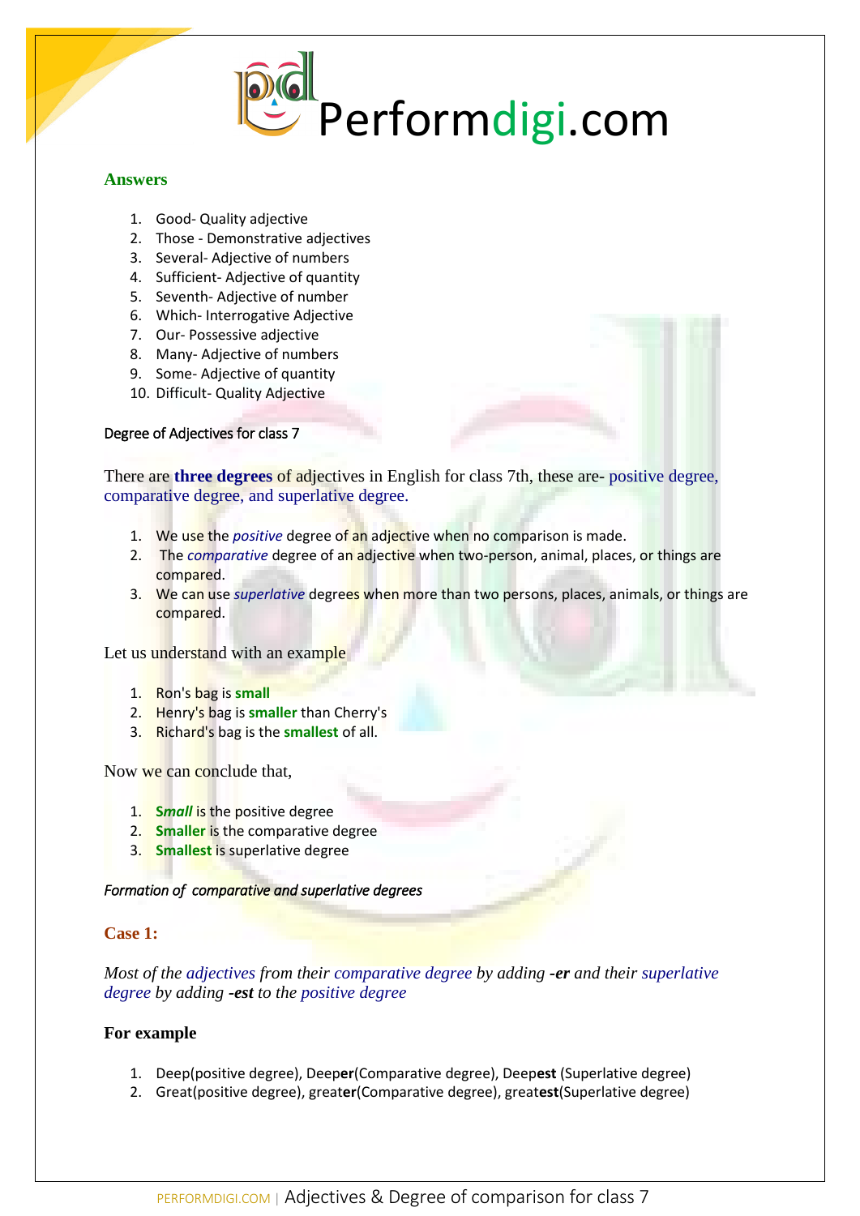## Answers

1. Good- Quality adjective
2. Those - Demonstrative adjectives
3. Several- Adjective of numbers
4. Sufficient- Adjective of quantity
5. Seventh- Adjective of number
6. Which- Interrogative Adjective
7. Our- Possessive adjective
8. Many- Adjective of numbers
9. Some- Adjective of quantity
10. Difficult- Quality Adjective

### Degree of Adjectives for class 7

There are **three degrees** of adjectives in English for class 7th, these are- positive degree, comparative degree, and superlative degree.

1. We use the *positive* degree of an adjective when no comparison is made.
2. The *comparative* degree of an adjective when two-person, animal, places, or things are compared.
3. We can use *superlative* degrees when more than two persons, places, animals, or things are compared.

Let us understand with an example

1. Ron's bag is **small**
2. Henry's bag is **smaller** than Cherry's
3. Richard's bag is the **smallest** of all.

Now we can conclude that,

1. ***Small*** is the positive degree
2. **Smaller** is the comparative degree
3. **Smallest** is superlative degree

*Formation of comparative and superlative degrees*

### Case 1:

*Most of the adjectives from their comparative degree by adding **-er** and their superlative degree by adding **-est** to the positive degree*

#### For example

1. Deep(positive degree), Deep**er**(Comparative degree), Deep**est** (Superlative degree)
2. Great(positive degree), great**er**(Comparative degree), great**est**(Superlative degree)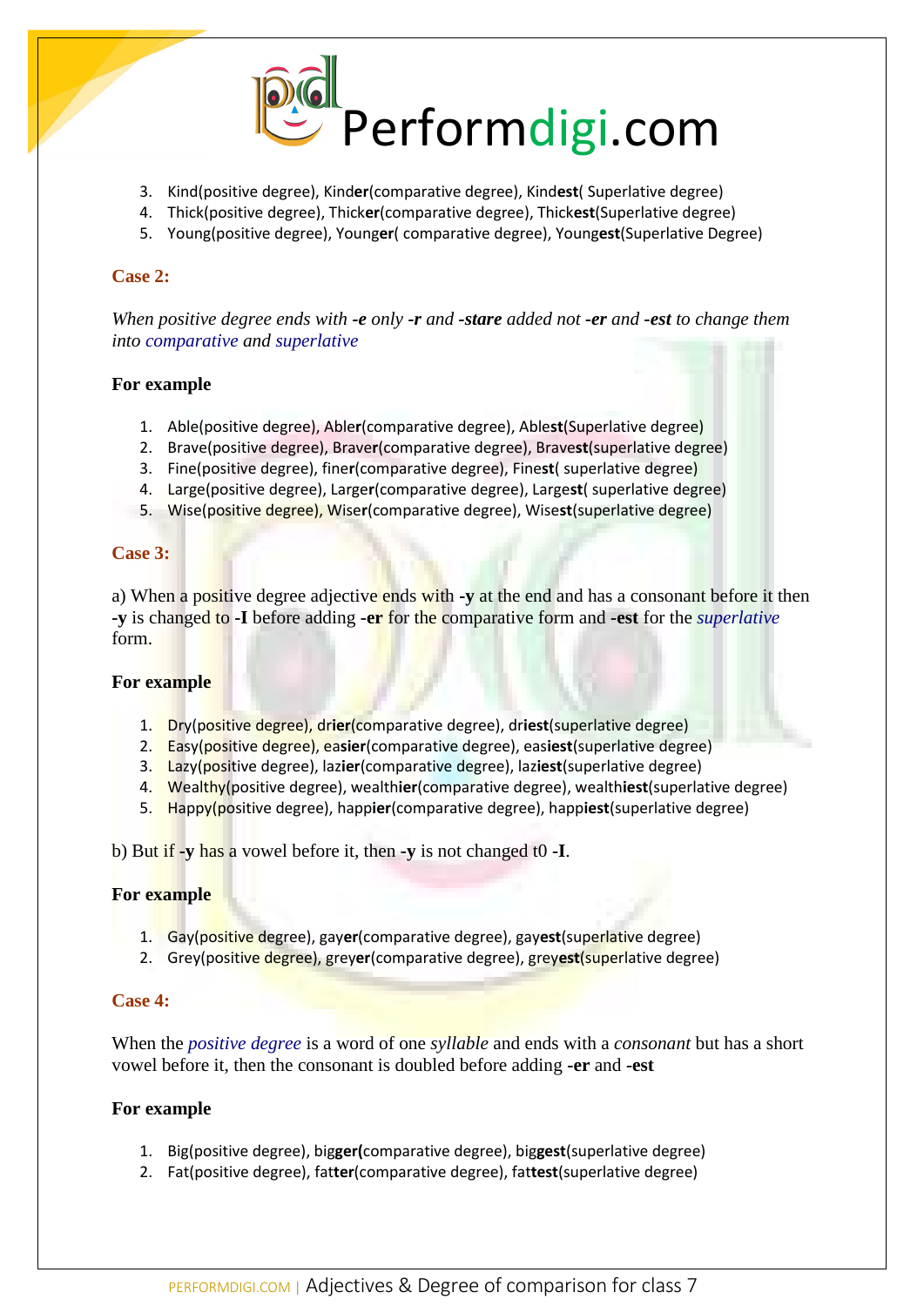3. Kind(positive degree), Kind**er**(comparative degree), Kind**est**( Superlative degree)
4. Thick(positive degree), Thick**er**(comparative degree), Thick**est**(Superlative degree)
5. Young(positive degree), Young**er**( comparative degree), Young**est**(Superlative Degree)

### Case 2:

*When positive degree ends with **-e** only **-r** and **-stare** added not **-er** and **-est** to change them into comparative and superlative*

**For example**

1. Able(positive degree), Able**r**(comparative degree), Able**st**(Superlative degree)
2. Brave(positive degree), Brave**r**(comparative degree), Brave**st**(superlative degree)
3. Fine(positive degree), fine**r**(comparative degree), Fine**st**( superlative degree)
4. Large(positive degree), Large**r**(comparative degree), Large**st**( superlative degree)
5. Wise(positive degree), Wise**r**(comparative degree), Wise**st**(superlative degree)

### Case 3:

a) When a positive degree adjective ends with **-y** at the end and has a consonant before it then **-y** is changed to **-I** before adding **-er** for the comparative form and **-est** for the *superlative* form.

**For example**

1. Dry(positive degree), dr**ier**(comparative degree), dr**iest**(superlative degree)
2. Easy(positive degree), ea**sier**(comparative degree), eas**iest**(superlative degree)
3. Lazy(positive degree), laz**ier**(comparative degree), laz**iest**(superlative degree)
4. Wealthy(positive degree), wealth**ier**(comparative degree), wealth**iest**(superlative degree)
5. Happy(positive degree), happ**ier**(comparative degree), happ**iest**(superlative degree)

b) But if **-y** has a vowel before it, then **-y** is not changed t0 **-I**.

**For example**

1. Gay(positive degree), gay**er**(comparative degree), gay**est**(superlative degree)
2. Grey(positive degree), grey**er**(comparative degree), grey**est**(superlative degree)

### Case 4:

When the *positive degree* is a word of one *syllable* and ends with a *consonant* but has a short vowel before it, then the consonant is doubled before adding **-er** and **-est**

**For example**

1. Big(positive degree), big**ger(**comparative degree), big**gest**(superlative degree)
2. Fat(positive degree), fat**ter**(comparative degree), fat**test**(superlative degree)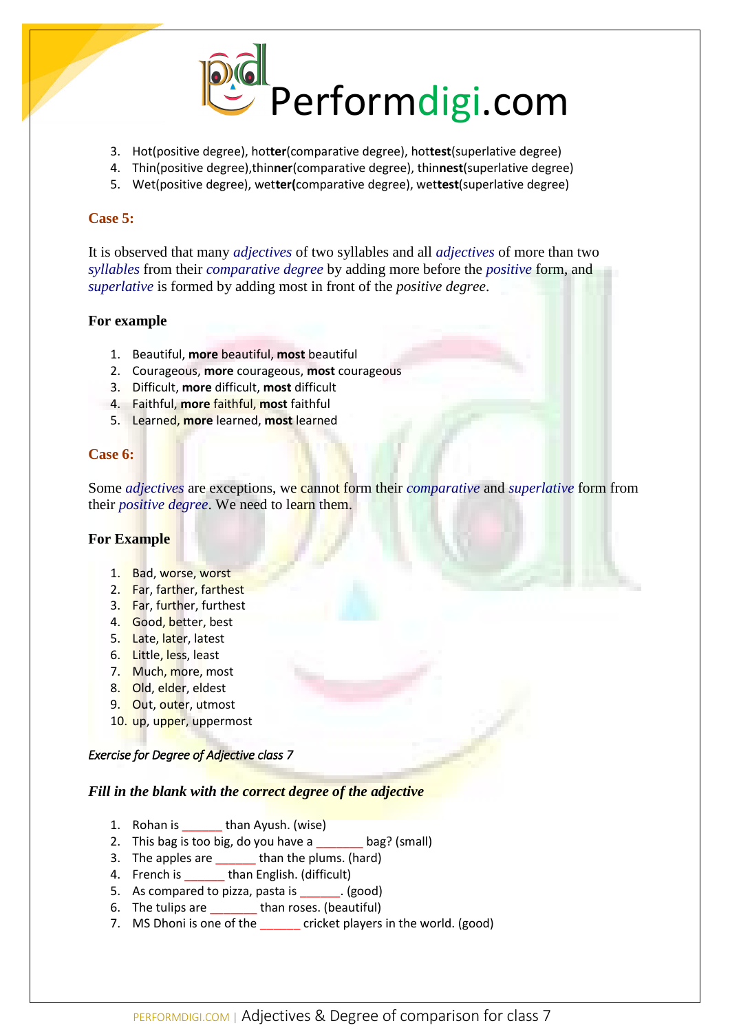3. Hot(positive degree), hot**ter**(comparative degree), hot**test**(superlative degree)
4. Thin(positive degree),thin**ner**(comparative degree), thin**nest**(superlative degree)
5. Wet(positive degree), wet**ter(**comparative degree), wet**test**(superlative degree)

**Case 5:**

It is observed that many *adjectives* of two syllables and all *adjectives* of more than two *syllables* from their *comparative degree* by adding more before the *positive* form, and *superlative* is formed by adding most in front of the *positive degree*.

**For example**

1. Beautiful, **more** beautiful, **most** beautiful
2. Courageous, **more** courageous, **most** courageous
3. Difficult, **more** difficult, **most** difficult
4. Faithful, **more** faithful, **most** faithful
5. Learned, **more** learned, **most** learned

**Case 6:**

Some *adjectives* are exceptions, we cannot form their *comparative* and *superlative* form from their *positive degree*. We need to learn them.

**For Example**

1. Bad, worse, worst
2. Far, farther, farthest
3. Far, further, furthest
4. Good, better, best
5. Late, later, latest
6. Little, less, least
7. Much, more, most
8. Old, elder, eldest
9. Out, outer, utmost
10. up, upper, uppermost

*Exercise for Degree of Adjective class 7*

***Fill in the blank with the correct degree of the adjective***

1. Rohan is ______ than Ayush. (wise)
2. This bag is too big, do you have a _______ bag? (small)
3. The apples are ______ than the plums. (hard)
4. French is ______ than English. (difficult)
5. As compared to pizza, pasta is ______. (good)
6. The tulips are _______ than roses. (beautiful)
7. MS Dhoni is one of the ______ cricket players in the world. (good)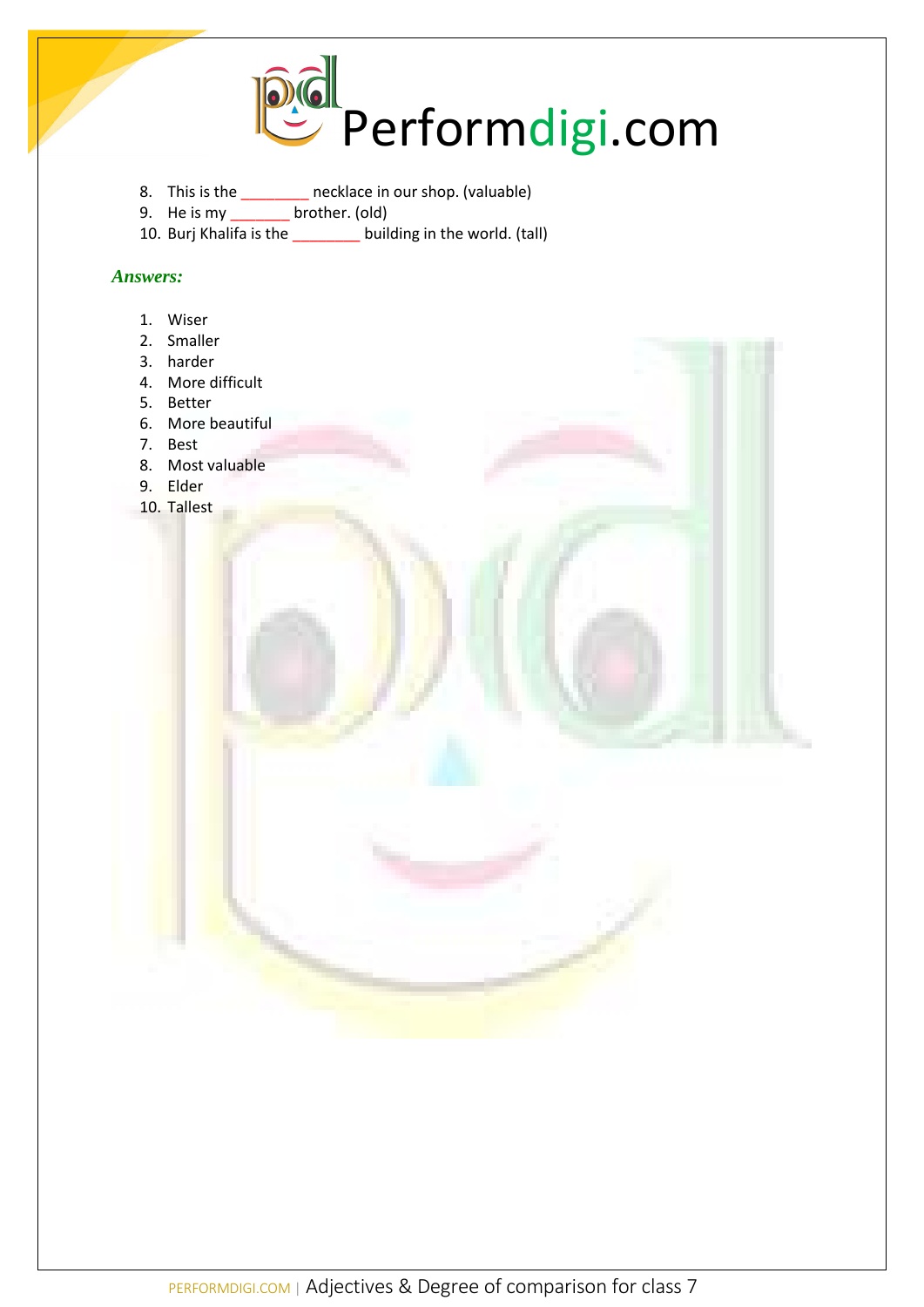8. This is the ________ necklace in our shop. (valuable)
9. He is my _______ brother. (old)
10. Burj Khalifa is the ________ building in the world. (tall)

***Answers:***

1. Wiser
2. Smaller
3. harder
4. More difficult
5. Better
6. More beautiful
7. Best
8. Most valuable
9. Elder
10. Tallest